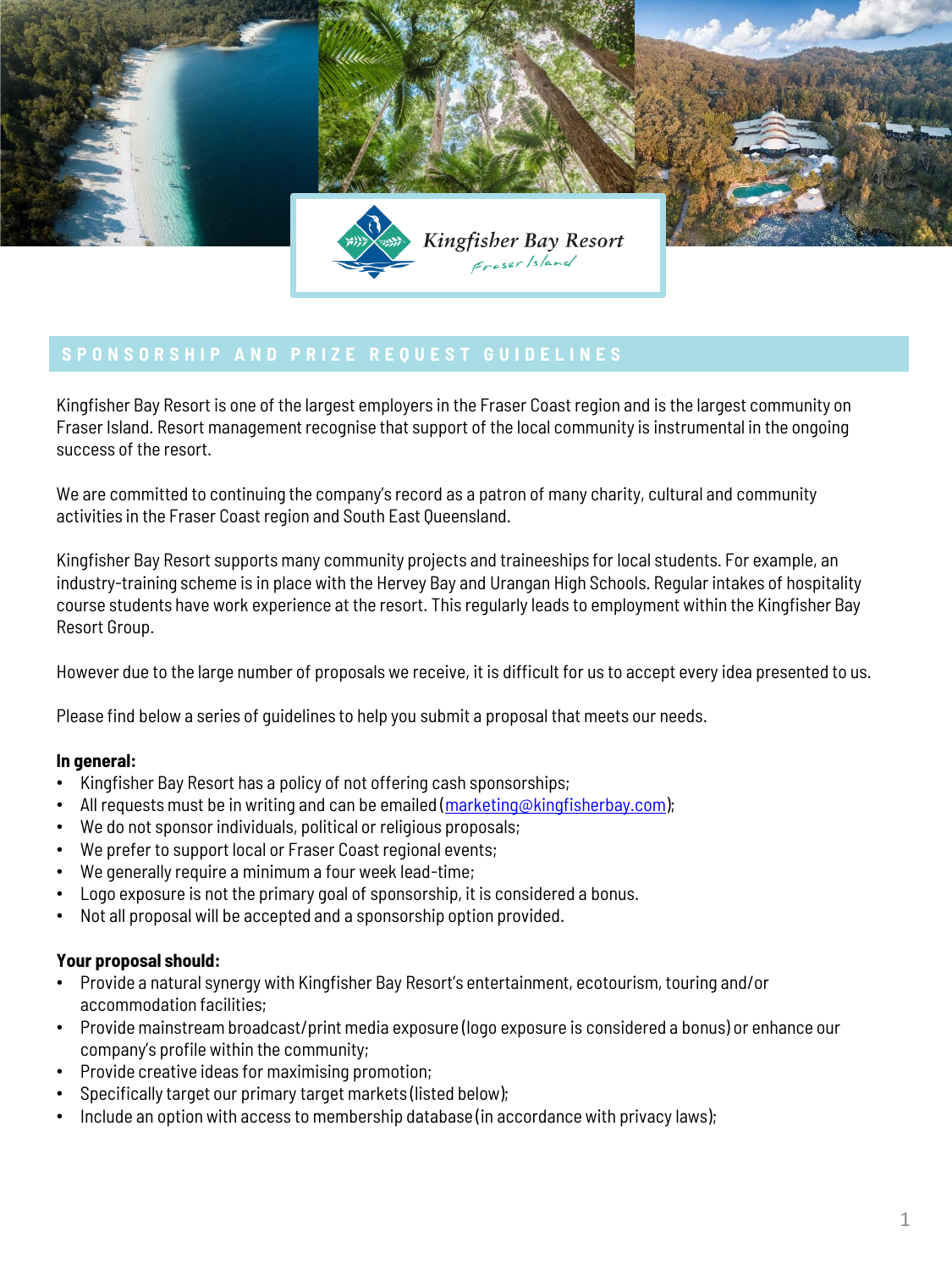Kingfisher Bay Resort
Fraser Island

## SPONSORSHIP AND PRIZE REQUEST GUIDELINES

Kingfisher Bay Resort is one of the largest employers in the Fraser Coast region and is the largest community on Fraser Island. Resort management recognise that support of the local community is instrumental in the ongoing success of the resort.

We are committed to continuing the company's record as a patron of many charity, cultural and community activities in the Fraser Coast region and South East Queensland.

Kingfisher Bay Resort supports many community projects and traineeships for local students. For example, an industry-training scheme is in place with the Hervey Bay and Urangan High Schools. Regular intakes of hospitality course students have work experience at the resort. This regularly leads to employment within the Kingfisher Bay Resort Group.

However due to the large number of proposals we receive, it is difficult for us to accept every idea presented to us.

Please find below a series of guidelines to help you submit a proposal that meets our needs.

**In general:**

- Kingfisher Bay Resort has a policy of not offering cash sponsorships;
- All requests must be in writing and can be emailed (marketing@kingfisherbay.com);
- We do not sponsor individuals, political or religious proposals;
- We prefer to support local or Fraser Coast regional events;
- We generally require a minimum a four week lead-time;
- Logo exposure is not the primary goal of sponsorship, it is considered a bonus.
- Not all proposal will be accepted and a sponsorship option provided.

**Your proposal should:**

- Provide a natural synergy with Kingfisher Bay Resort's entertainment, ecotourism, touring and/or accommodation facilities;
- Provide mainstream broadcast/print media exposure (logo exposure is considered a bonus) or enhance our company's profile within the community;
- Provide creative ideas for maximising promotion;
- Specifically target our primary target markets (listed below);
- Include an option with access to membership database (in accordance with privacy laws);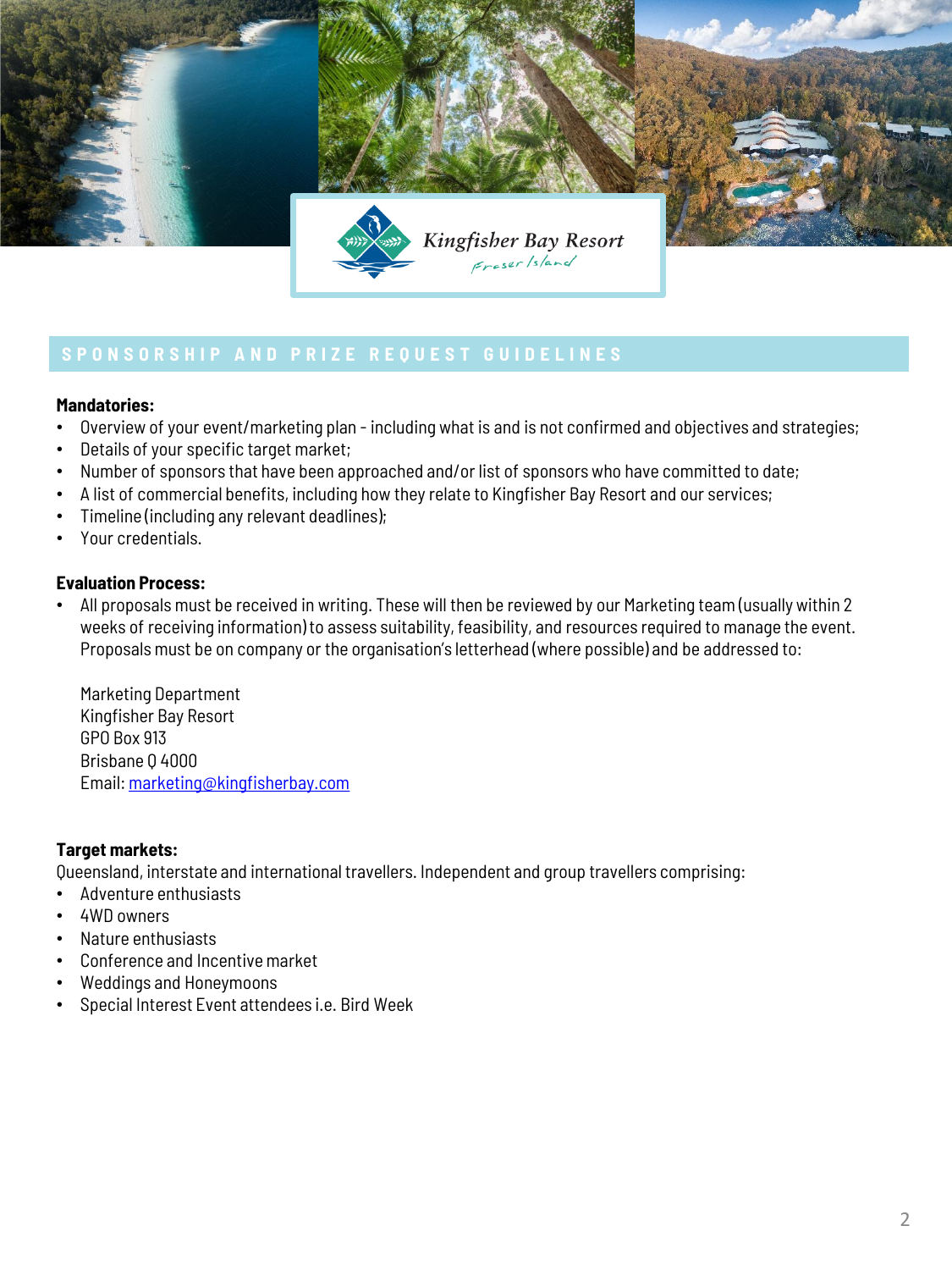## SPONSORSHIP AND PRIZE REQUEST GUIDELINES

**Mandatories:**

- Overview of your event/marketing plan - including what is and is not confirmed and objectives and strategies;
- Details of your specific target market;
- Number of sponsors that have been approached and/or list of sponsors who have committed to date;
- A list of commercial benefits, including how they relate to Kingfisher Bay Resort and our services;
- Timeline (including any relevant deadlines);
- Your credentials.

**Evaluation Process:**

- All proposals must be received in writing. These will then be reviewed by our Marketing team (usually within 2 weeks of receiving information) to assess suitability, feasibility, and resources required to manage the event. Proposals must be on company or the organisation's letterhead (where possible) and be addressed to:

  Marketing Department
  Kingfisher Bay Resort
  GPO Box 913
  Brisbane Q 4000
  Email: marketing@kingfisherbay.com

**Target markets:**

Queensland, interstate and international travellers. Independent and group travellers comprising:

- Adventure enthusiasts
- 4WD owners
- Nature enthusiasts
- Conference and Incentive market
- Weddings and Honeymoons
- Special Interest Event attendees i.e. Bird Week